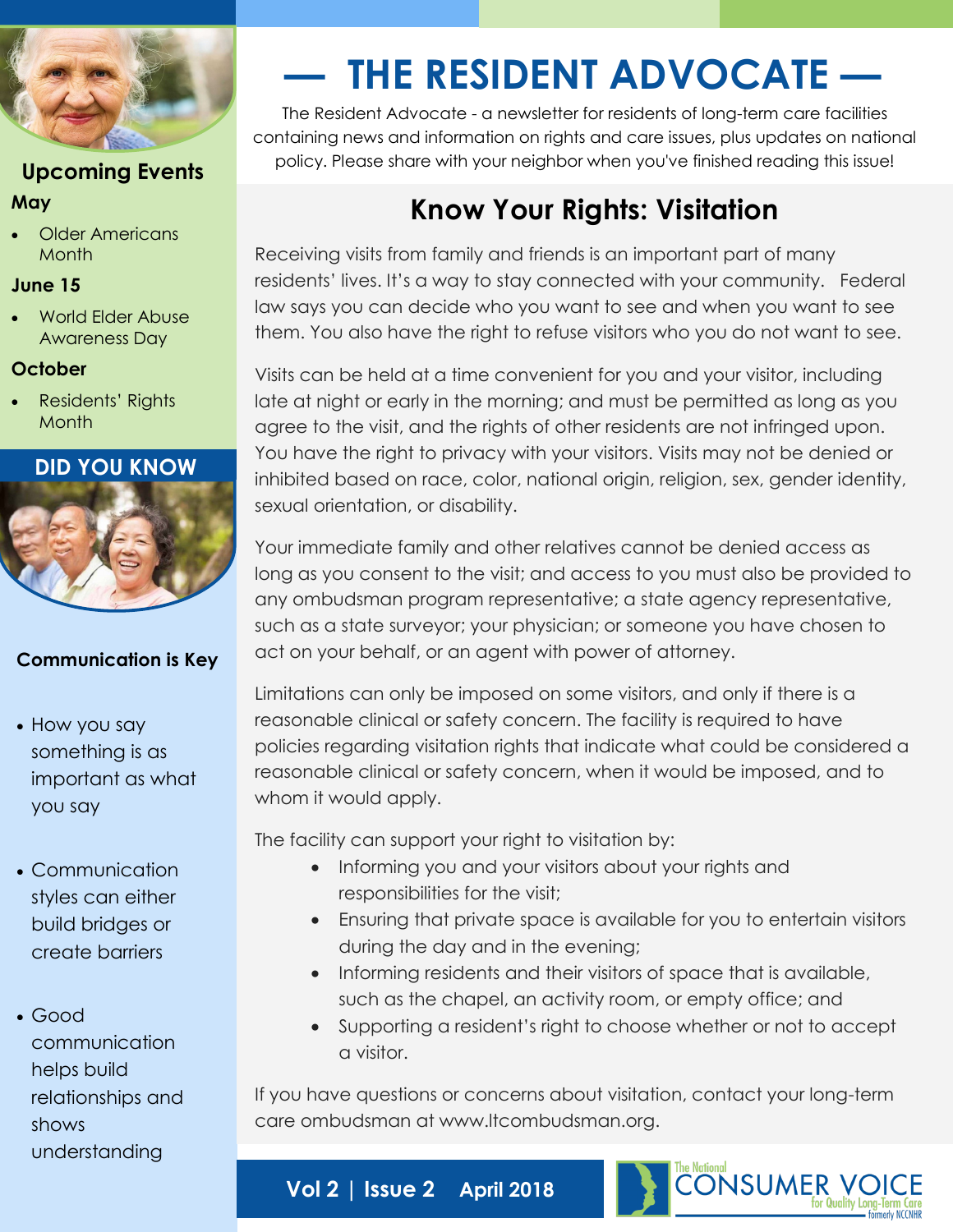# — THE RESIDENT ADVOCATE —

The Resident Advocate - a newsletter for residents of long-term care facilities containing news and information on rights and care issues, plus updates on national policy. Please share with your neighbor when you've finished reading this issue!

## Know Your Rights: Visitation

Receiving visits from family and friends is an important part of many residents' lives. It's a way to stay connected with your community. Federal law says you can decide who you want to see and when you want to see them. You also have the right to refuse visitors who you do not want to see.

Visits can be held at a time convenient for you and your visitor, including late at night or early in the morning; and must be permitted as long as you agree to the visit, and the rights of other residents are not infringed upon. You have the right to privacy with your visitors. Visits may not be denied or inhibited based on race, color, national origin, religion, sex, gender identity, sexual orientation, or disability.

Your immediate family and other relatives cannot be denied access as long as you consent to the visit; and access to you must also be provided to any ombudsman program representative; a state agency representative, such as a state surveyor; your physician; or someone you have chosen to act on your behalf, or an agent with power of attorney.

Limitations can only be imposed on some visitors, and only if there is a reasonable clinical or safety concern. The facility is required to have policies regarding visitation rights that indicate what could be considered a reasonable clinical or safety concern, when it would be imposed, and to whom it would apply.

The facility can support your right to visitation by:

- Informing you and your visitors about your rights and responsibilities for the visit;
- Ensuring that private space is available for you to entertain visitors during the day and in the evening;
- Informing residents and their visitors of space that is available, such as the chapel, an activity room, or empty office; and
- Supporting a resident's right to choose whether or not to accept a visitor.

If you have questions or concerns about visitation, contact your long-term care ombudsman at www.ltcombudsman.org.

## Upcoming Events

**May**

- Older Americans Month

**June 15**

- World Elder Abuse Awareness Day

**October**

- Residents' Rights Month

## DID YOU KNOW

**Communication is Key**

- How you say something is as important as what you say
- Communication styles can either build bridges or create barriers
- Good communication helps build relationships and shows understanding

**Vol 2 | Issue 2 April 2018**

The National CONSUMER VOICE for Quality Long-Term Care formerly NCCNHR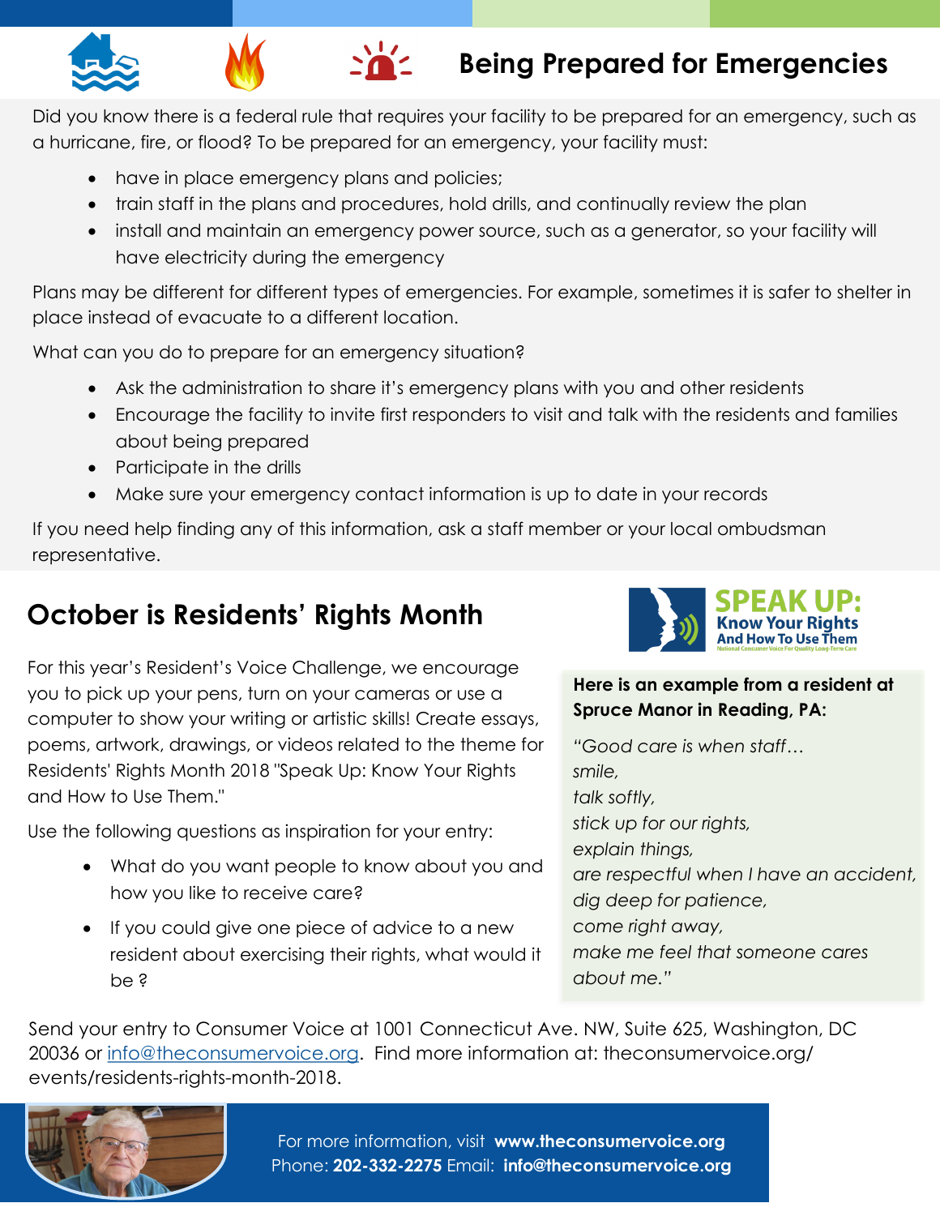# Being Prepared for Emergencies

Did you know there is a federal rule that requires your facility to be prepared for an emergency, such as a hurricane, fire, or flood? To be prepared for an emergency, your facility must:

- have in place emergency plans and policies;
- train staff in the plans and procedures, hold drills, and continually review the plan
- install and maintain an emergency power source, such as a generator, so your facility will have electricity during the emergency

Plans may be different for different types of emergencies. For example, sometimes it is safer to shelter in place instead of evacuate to a different location.

What can you do to prepare for an emergency situation?

- Ask the administration to share it's emergency plans with you and other residents
- Encourage the facility to invite first responders to visit and talk with the residents and families about being prepared
- Participate in the drills
- Make sure your emergency contact information is up to date in your records

If you need help finding any of this information, ask a staff member or your local ombudsman representative.

## October is Residents' Rights Month

**SPEAK UP: Know Your Rights And How To Use Them**
National Consumer Voice For Quality Long-Term Care

For this year's Resident's Voice Challenge, we encourage you to pick up your pens, turn on your cameras or use a computer to show your writing or artistic skills! Create essays, poems, artwork, drawings, or videos related to the theme for Residents' Rights Month 2018 "Speak Up: Know Your Rights and How to Use Them."

Use the following questions as inspiration for your entry:

- What do you want people to know about you and how you like to receive care?
- If you could give one piece of advice to a new resident about exercising their rights, what would it be ?

**Here is an example from a resident at Spruce Manor in Reading, PA:**

*"Good care is when staff…*
*smile,*
*talk softly,*
*stick up for our rights,*
*explain things,*
*are respectful when I have an accident,*
*dig deep for patience,*
*come right away,*
*make me feel that someone cares about me."*

Send your entry to Consumer Voice at 1001 Connecticut Ave. NW, Suite 625, Washington, DC 20036 or info@theconsumervoice.org. Find more information at: theconsumervoice.org/events/residents-rights-month-2018.

For more information, visit **www.theconsumervoice.org**
Phone: **202-332-2275** Email: **info@theconsumervoice.org**